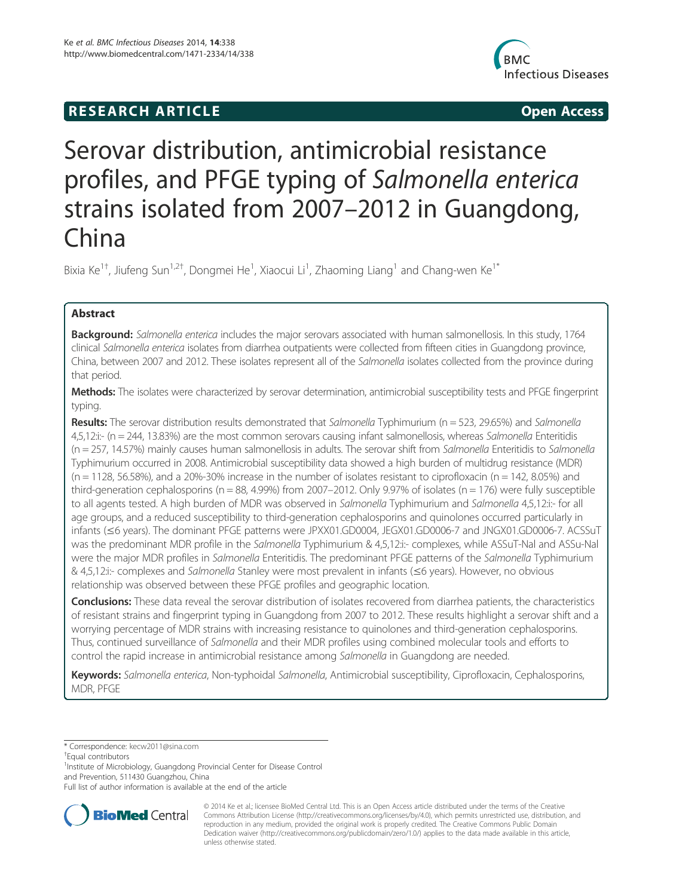# RESEARCH ARTICLE

**Open Access**

# Serovar distribution, antimicrobial resistance profiles, and PFGE typing of *Salmonella enterica* strains isolated from 2007–2012 in Guangdong, China

Bixia Ke[1†], Jiufeng Sun[1,2†], Dongmei He[1], Xiaocui Li[1], Zhaoming Liang[1] and Chang-wen Ke[1*]

## Abstract

**Background:** *Salmonella enterica* includes the major serovars associated with human salmonellosis. In this study, 1764 clinical *Salmonella enterica* isolates from diarrhea outpatients were collected from fifteen cities in Guangdong province, China, between 2007 and 2012. These isolates represent all of the *Salmonella* isolates collected from the province during that period.

**Methods:** The isolates were characterized by serovar determination, antimicrobial susceptibility tests and PFGE fingerprint typing.

**Results:** The serovar distribution results demonstrated that *Salmonella* Typhimurium (n = 523, 29.65%) and *Salmonella* 4,5,12:i:- (n = 244, 13.83%) are the most common serovars causing infant salmonellosis, whereas *Salmonella* Enteritidis (n = 257, 14.57%) mainly causes human salmonellosis in adults. The serovar shift from *Salmonella* Enteritidis to *Salmonella* Typhimurium occurred in 2008. Antimicrobial susceptibility data showed a high burden of multidrug resistance (MDR) (n = 1128, 56.58%), and a 20%-30% increase in the number of isolates resistant to ciprofloxacin (n = 142, 8.05%) and third-generation cephalosporins (n = 88, 4.99%) from 2007–2012. Only 9.97% of isolates (n = 176) were fully susceptible to all agents tested. A high burden of MDR was observed in *Salmonella* Typhimurium and *Salmonella* 4,5,12:i:- for all age groups, and a reduced susceptibility to third-generation cephalosporins and quinolones occurred particularly in infants (≤6 years). The dominant PFGE patterns were JPXX01.GD0004, JEGX01.GD0006-7 and JNGX01.GD0006-7. ACSSuT was the predominant MDR profile in the *Salmonella* Typhimurium & 4,5,12:i:- complexes, while ASSuT-Nal and ASSu-Nal were the major MDR profiles in *Salmonella* Enteritidis. The predominant PFGE patterns of the *Salmonella* Typhimurium & 4,5,12:i:- complexes and *Salmonella* Stanley were most prevalent in infants (≤6 years). However, no obvious relationship was observed between these PFGE profiles and geographic location.

**Conclusions:** These data reveal the serovar distribution of isolates recovered from diarrhea patients, the characteristics of resistant strains and fingerprint typing in Guangdong from 2007 to 2012. These results highlight a serovar shift and a worrying percentage of MDR strains with increasing resistance to quinolones and third-generation cephalosporins. Thus, continued surveillance of *Salmonella* and their MDR profiles using combined molecular tools and efforts to control the rapid increase in antimicrobial resistance among *Salmonella* in Guangdong are needed.

**Keywords:** *Salmonella enterica*, Non-typhoidal *Salmonella*, Antimicrobial susceptibility, Ciprofloxacin, Cephalosporins, MDR, PFGE

\* Correspondence: kecw2011@sina.com
†Equal contributors
[1]Institute of Microbiology, Guangdong Provincial Center for Disease Control and Prevention, 511430 Guangzhou, China
Full list of author information is available at the end of the article

© 2014 Ke et al.; licensee BioMed Central Ltd. This is an Open Access article distributed under the terms of the Creative Commons Attribution License (http://creativecommons.org/licenses/by/4.0), which permits unrestricted use, distribution, and reproduction in any medium, provided the original work is properly credited. The Creative Commons Public Domain Dedication waiver (http://creativecommons.org/publicdomain/zero/1.0/) applies to the data made available in this article, unless otherwise stated.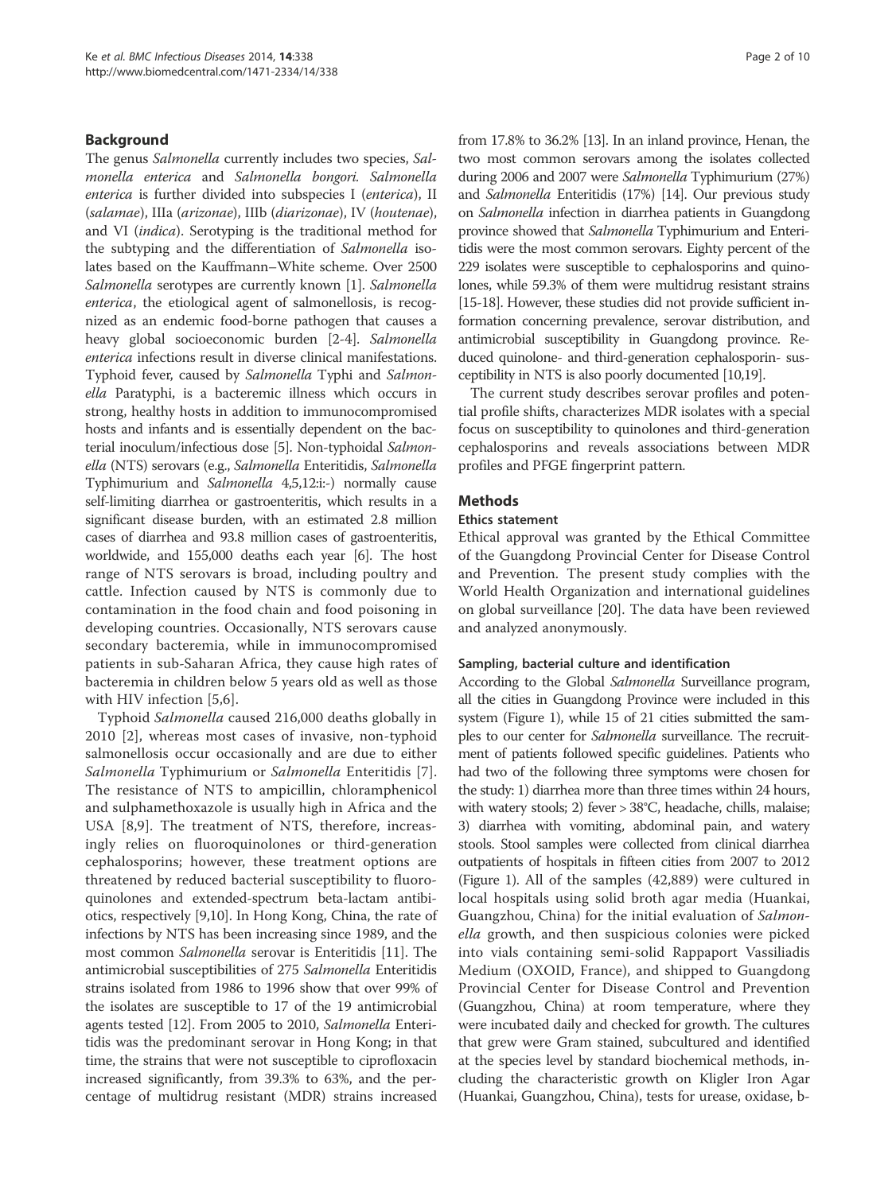## Background

The genus *Salmonella* currently includes two species, *Salmonella enterica* and *Salmonella bongori*. *Salmonella enterica* is further divided into subspecies I (*enterica*), II (*salamae*), IIIa (*arizonae*), IIIb (*diarizonae*), IV (*houtenae*), and VI (*indica*). Serotyping is the traditional method for the subtyping and the differentiation of *Salmonella* isolates based on the Kauffmann–White scheme. Over 2500 *Salmonella* serotypes are currently known [1]. *Salmonella enterica*, the etiological agent of salmonellosis, is recognized as an endemic food-borne pathogen that causes a heavy global socioeconomic burden [2-4]. *Salmonella enterica* infections result in diverse clinical manifestations. Typhoid fever, caused by *Salmonella* Typhi and *Salmonella* Paratyphi, is a bacteremic illness which occurs in strong, healthy hosts in addition to immunocompromised hosts and infants and is essentially dependent on the bacterial inoculum/infectious dose [5]. Non-typhoidal *Salmonella* (NTS) serovars (e.g., *Salmonella* Enteritidis, *Salmonella* Typhimurium and *Salmonella* 4,5,12:i:-) normally cause self-limiting diarrhea or gastroenteritis, which results in a significant disease burden, with an estimated 2.8 million cases of diarrhea and 93.8 million cases of gastroenteritis, worldwide, and 155,000 deaths each year [6]. The host range of NTS serovars is broad, including poultry and cattle. Infection caused by NTS is commonly due to contamination in the food chain and food poisoning in developing countries. Occasionally, NTS serovars cause secondary bacteremia, while in immunocompromised patients in sub-Saharan Africa, they cause high rates of bacteremia in children below 5 years old as well as those with HIV infection [5,6].

Typhoid *Salmonella* caused 216,000 deaths globally in 2010 [2], whereas most cases of invasive, non-typhoid salmonellosis occur occasionally and are due to either *Salmonella* Typhimurium or *Salmonella* Enteritidis [7]. The resistance of NTS to ampicillin, chloramphenicol and sulphamethoxazole is usually high in Africa and the USA [8,9]. The treatment of NTS, therefore, increasingly relies on fluoroquinolones or third-generation cephalosporins; however, these treatment options are threatened by reduced bacterial susceptibility to fluoroquinolones and extended-spectrum beta-lactam antibiotics, respectively [9,10]. In Hong Kong, China, the rate of infections by NTS has been increasing since 1989, and the most common *Salmonella* serovar is Enteritidis [11]. The antimicrobial susceptibilities of 275 *Salmonella* Enteritidis strains isolated from 1986 to 1996 show that over 99% of the isolates are susceptible to 17 of the 19 antimicrobial agents tested [12]. From 2005 to 2010, *Salmonella* Enteritidis was the predominant serovar in Hong Kong; in that time, the strains that were not susceptible to ciprofloxacin increased significantly, from 39.3% to 63%, and the percentage of multidrug resistant (MDR) strains increased from 17.8% to 36.2% [13]. In an inland province, Henan, the two most common serovars among the isolates collected during 2006 and 2007 were *Salmonella* Typhimurium (27%) and *Salmonella* Enteritidis (17%) [14]. Our previous study on *Salmonella* infection in diarrhea patients in Guangdong province showed that *Salmonella* Typhimurium and Enteritidis were the most common serovars. Eighty percent of the 229 isolates were susceptible to cephalosporins and quinolones, while 59.3% of them were multidrug resistant strains [15-18]. However, these studies did not provide sufficient information concerning prevalence, serovar distribution, and antimicrobial susceptibility in Guangdong province. Reduced quinolone- and third-generation cephalosporin- susceptibility in NTS is also poorly documented [10,19].

The current study describes serovar profiles and potential profile shifts, characterizes MDR isolates with a special focus on susceptibility to quinolones and third-generation cephalosporins and reveals associations between MDR profiles and PFGE fingerprint pattern.

## Methods

### Ethics statement

Ethical approval was granted by the Ethical Committee of the Guangdong Provincial Center for Disease Control and Prevention. The present study complies with the World Health Organization and international guidelines on global surveillance [20]. The data have been reviewed and analyzed anonymously.

### Sampling, bacterial culture and identification

According to the Global *Salmonella* Surveillance program, all the cities in Guangdong Province were included in this system (Figure 1), while 15 of 21 cities submitted the samples to our center for *Salmonella* surveillance. The recruitment of patients followed specific guidelines. Patients who had two of the following three symptoms were chosen for the study: 1) diarrhea more than three times within 24 hours, with watery stools; 2) fever > 38°C, headache, chills, malaise; 3) diarrhea with vomiting, abdominal pain, and watery stools. Stool samples were collected from clinical diarrhea outpatients of hospitals in fifteen cities from 2007 to 2012 (Figure 1). All of the samples (42,889) were cultured in local hospitals using solid broth agar media (Huankai, Guangzhou, China) for the initial evaluation of *Salmonella* growth, and then suspicious colonies were picked into vials containing semi-solid Rappaport Vassiliadis Medium (OXOID, France), and shipped to Guangdong Provincial Center for Disease Control and Prevention (Guangzhou, China) at room temperature, where they were incubated daily and checked for growth. The cultures that grew were Gram stained, subcultured and identified at the species level by standard biochemical methods, including the characteristic growth on Kligler Iron Agar (Huankai, Guangzhou, China), tests for urease, oxidase, b-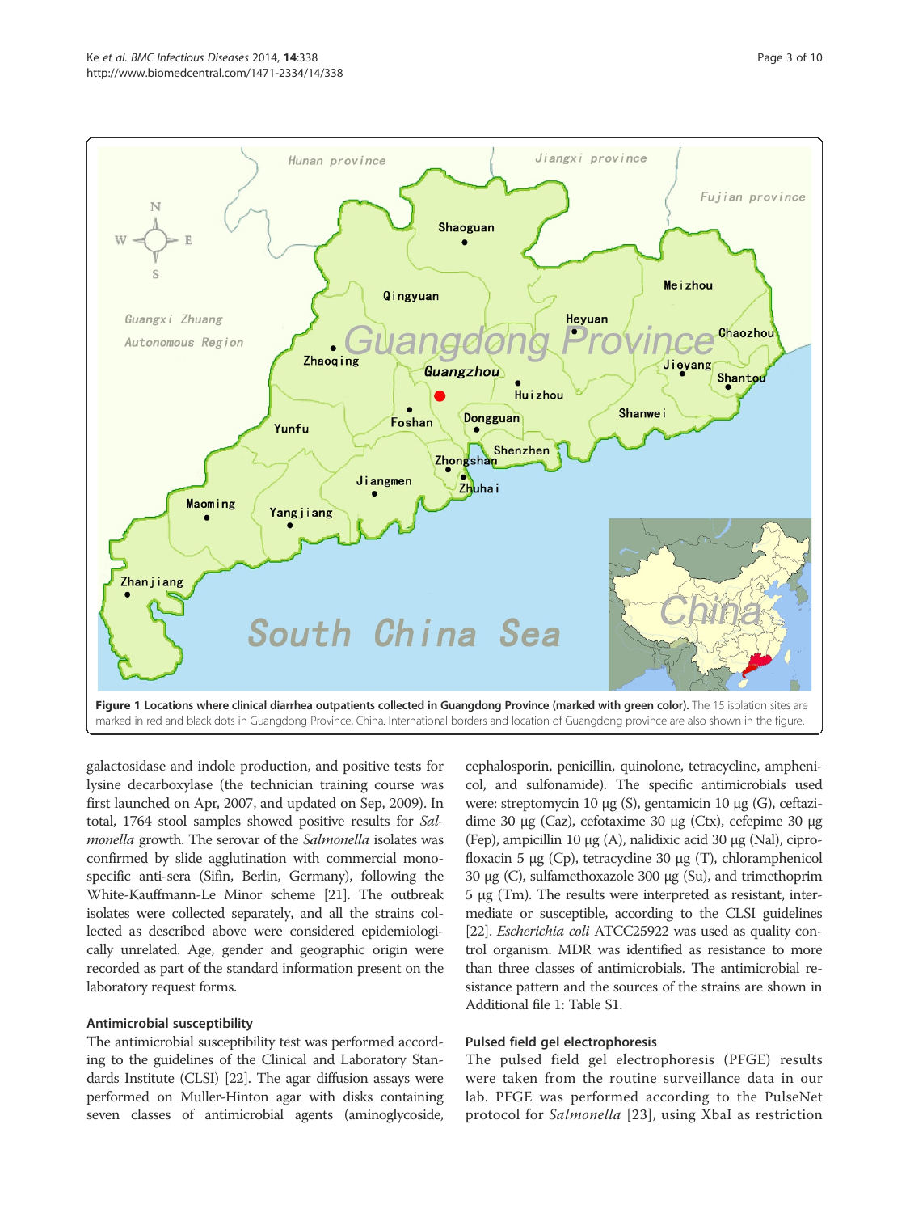**Figure 1 Locations where clinical diarrhea outpatients collected in Guangdong Province (marked with green color).** The 15 isolation sites are marked in red and black dots in Guangdong Province, China. International borders and location of Guangdong province are also shown in the figure.

galactosidase and indole production, and positive tests for lysine decarboxylase (the technician training course was first launched on Apr, 2007, and updated on Sep, 2009). In total, 1764 stool samples showed positive results for *Salmonella* growth. The serovar of the *Salmonella* isolates was confirmed by slide agglutination with commercial monospecific anti-sera (Sifin, Berlin, Germany), following the White-Kauffmann-Le Minor scheme [21]. The outbreak isolates were collected separately, and all the strains collected as described above were considered epidemiologically unrelated. Age, gender and geographic origin were recorded as part of the standard information present on the laboratory request forms.

### Antimicrobial susceptibility

The antimicrobial susceptibility test was performed according to the guidelines of the Clinical and Laboratory Standards Institute (CLSI) [22]. The agar diffusion assays were performed on Muller-Hinton agar with disks containing seven classes of antimicrobial agents (aminoglycoside, cephalosporin, penicillin, quinolone, tetracycline, amphenicol, and sulfonamide). The specific antimicrobials used were: streptomycin 10 μg (S), gentamicin 10 μg (G), ceftazidime 30 μg (Caz), cefotaxime 30 μg (Ctx), cefepime 30 μg (Fep), ampicillin 10 μg (A), nalidixic acid 30 μg (Nal), ciprofloxacin 5 μg (Cp), tetracycline 30 μg (T), chloramphenicol 30 μg (C), sulfamethoxazole 300 μg (Su), and trimethoprim 5 μg (Tm). The results were interpreted as resistant, intermediate or susceptible, according to the CLSI guidelines [22]. *Escherichia coli* ATCC25922 was used as quality control organism. MDR was identified as resistance to more than three classes of antimicrobials. The antimicrobial resistance pattern and the sources of the strains are shown in Additional file 1: Table S1.

### Pulsed field gel electrophoresis

The pulsed field gel electrophoresis (PFGE) results were taken from the routine surveillance data in our lab. PFGE was performed according to the PulseNet protocol for *Salmonella* [23], using XbaI as restriction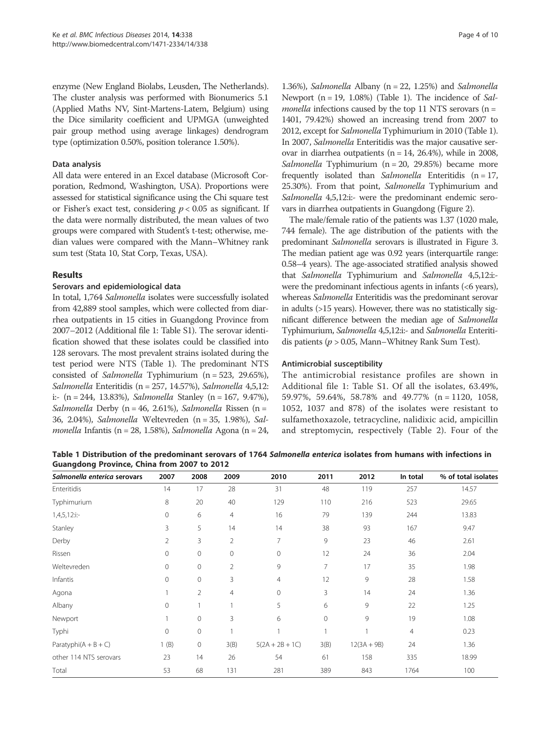enzyme (New England Biolabs, Leusden, The Netherlands). The cluster analysis was performed with Bionumerics 5.1 (Applied Maths NV, Sint-Martens-Latem, Belgium) using the Dice similarity coefficient and UPMGA (unweighted pair group method using average linkages) dendrogram type (optimization 0.50%, position tolerance 1.50%).

### Data analysis

All data were entered in an Excel database (Microsoft Corporation, Redmond, Washington, USA). Proportions were assessed for statistical significance using the Chi square test or Fisher's exact test, considering $p < 0.05$ as significant. If the data were normally distributed, the mean values of two groups were compared with Student's t-test; otherwise, median values were compared with the Mann–Whitney rank sum test (Stata 10, Stat Corp, Texas, USA).

## Results

### Serovars and epidemiological data

In total, 1,764 *Salmonella* isolates were successfully isolated from 42,889 stool samples, which were collected from diarrhea outpatients in 15 cities in Guangdong Province from 2007–2012 (Additional file 1: Table S1). The serovar identification showed that these isolates could be classified into 128 serovars. The most prevalent strains isolated during the test period were NTS (Table 1). The predominant NTS consisted of *Salmonella* Typhimurium (n = 523, 29.65%), *Salmonella* Enteritidis (n = 257, 14.57%), *Salmonella* 4,5,12:i:- (n = 244, 13.83%), *Salmonella* Stanley (n = 167, 9.47%), *Salmonella* Derby (n = 46, 2.61%), *Salmonella* Rissen (n = 36, 2.04%), *Salmonella* Weltevreden (n = 35, 1.98%), *Salmonella* Infantis (n = 28, 1.58%), *Salmonella* Agona (n = 24, 1.36%), *Salmonella* Albany (n = 22, 1.25%) and *Salmonella* Newport (n = 19, 1.08%) (Table 1). The incidence of *Salmonella* infections caused by the top 11 NTS serovars (n = 1401, 79.42%) showed an increasing trend from 2007 to 2012, except for *Salmonella* Typhimurium in 2010 (Table 1). In 2007, *Salmonella* Enteritidis was the major causative serovar in diarrhea outpatients (n = 14, 26.4%), while in 2008, *Salmonella* Typhimurium (n = 20, 29.85%) became more frequently isolated than *Salmonella* Enteritidis (n = 17, 25.30%). From that point, *Salmonella* Typhimurium and *Salmonella* 4,5,12:i:- were the predominant endemic serovars in diarrhea outpatients in Guangdong (Figure 2).

The male/female ratio of the patients was 1.37 (1020 male, 744 female). The age distribution of the patients with the predominant *Salmonella* serovars is illustrated in Figure 3. The median patient age was 0.92 years (interquartile range: 0.58–4 years). The age-associated stratified analysis showed that *Salmonella* Typhimurium and *Salmonella* 4,5,12:i:- were the predominant infectious agents in infants (<6 years), whereas *Salmonella* Enteritidis was the predominant serovar in adults (>15 years). However, there was no statistically significant difference between the median age of *Salmonella* Typhimurium, *Salmonella* 4,5,12:i:- and *Salmonella* Enteritidis patients ($p > 0.05$, Mann–Whitney Rank Sum Test).

### Antimicrobial susceptibility

The antimicrobial resistance profiles are shown in Additional file 1: Table S1. Of all the isolates, 63.49%, 59.97%, 59.64%, 58.78% and 49.77% (n = 1120, 1058, 1052, 1037 and 878) of the isolates were resistant to sulfamethoxazole, tetracycline, nalidixic acid, ampicillin and streptomycin, respectively (Table 2). Four of the

**Table 1 Distribution of the predominant serovars of 1764 *Salmonella enterica* isolates from humans with infections in Guangdong Province, China from 2007 to 2012**

| *Salmonella enterica* serovars | 2007 | 2008 | 2009 | 2010 | 2011 | 2012 | In total | % of total isolates |
|---|---|---|---|---|---|---|---|---|
| Enteritidis | 14 | 17 | 28 | 31 | 48 | 119 | 257 | 14.57 |
| Typhimurium | 8 | 20 | 40 | 129 | 110 | 216 | 523 | 29.65 |
| 1,4,5,12:i:- | 0 | 6 | 4 | 16 | 79 | 139 | 244 | 13.83 |
| Stanley | 3 | 5 | 14 | 14 | 38 | 93 | 167 | 9.47 |
| Derby | 2 | 3 | 2 | 7 | 9 | 23 | 46 | 2.61 |
| Rissen | 0 | 0 | 0 | 0 | 12 | 24 | 36 | 2.04 |
| Weltevreden | 0 | 0 | 2 | 9 | 7 | 17 | 35 | 1.98 |
| Infantis | 0 | 0 | 3 | 4 | 12 | 9 | 28 | 1.58 |
| Agona | 1 | 2 | 4 | 0 | 3 | 14 | 24 | 1.36 |
| Albany | 0 | 1 | 1 | 5 | 6 | 9 | 22 | 1.25 |
| Newport | 1 | 0 | 3 | 6 | 0 | 9 | 19 | 1.08 |
| Typhi | 0 | 0 | 1 | 1 | 1 | 1 | 4 | 0.23 |
| Paratyphi(A + B + C) | 1 (B) | 0 | 3(B) | 5(2A + 2B + 1C) | 3(B) | 12(3A + 9B) | 24 | 1.36 |
| other 114 NTS serovars | 23 | 14 | 26 | 54 | 61 | 158 | 335 | 18.99 |
| Total | 53 | 68 | 131 | 281 | 389 | 843 | 1764 | 100 |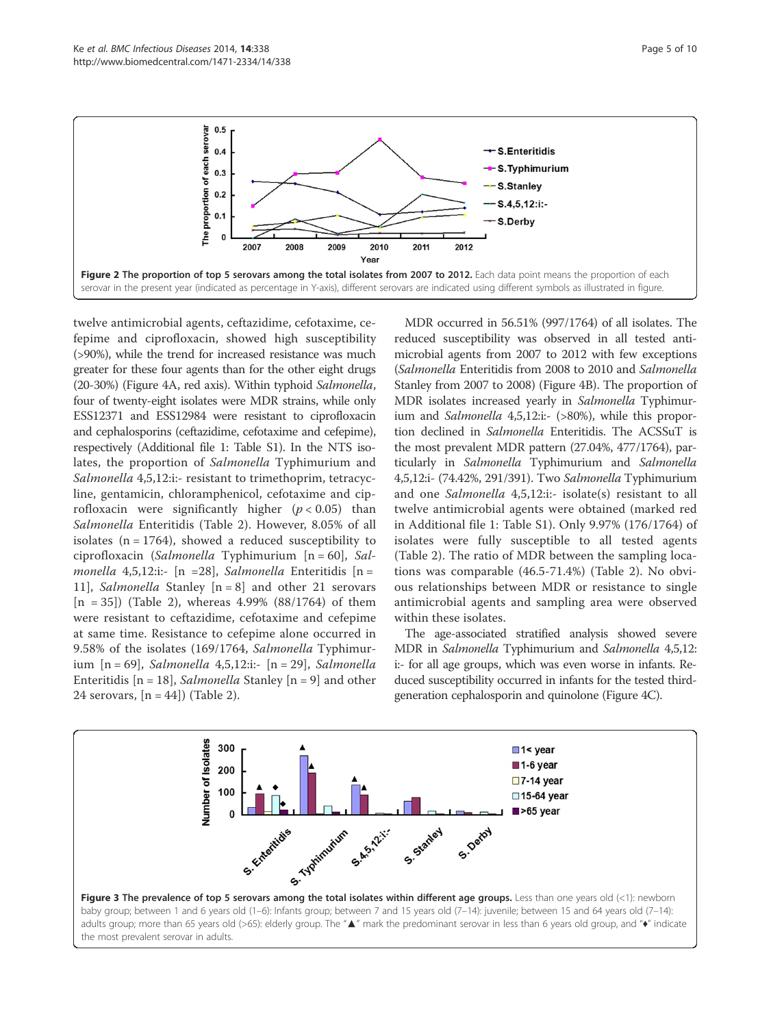Figure 2 The proportion of top 5 serovars among the total isolates from 2007 to 2012. Each data point means the proportion of each serovar in the present year (indicated as percentage in Y-axis), different serovars are indicated using different symbols as illustrated in figure.

twelve antimicrobial agents, ceftazidime, cefotaxime, cefepime and ciprofloxacin, showed high susceptibility (>90%), while the trend for increased resistance was much greater for these four agents than for the other eight drugs (20-30%) (Figure 4A, red axis). Within typhoid *Salmonella*, four of twenty-eight isolates were MDR strains, while only ESS12371 and ESS12984 were resistant to ciprofloxacin and cephalosporins (ceftazidime, cefotaxime and cefepime), respectively (Additional file 1: Table S1). In the NTS isolates, the proportion of *Salmonella* Typhimurium and *Salmonella* 4,5,12:i:- resistant to trimethoprim, tetracycline, gentamicin, chloramphenicol, cefotaxime and ciprofloxacin were significantly higher ($p < 0.05$) than *Salmonella* Enteritidis (Table 2). However, 8.05% of all isolates (n = 1764), showed a reduced susceptibility to ciprofloxacin (*Salmonella* Typhimurium [n = 60], *Salmonella* 4,5,12:i:- [n =28], *Salmonella* Enteritidis [n = 11], *Salmonella* Stanley [n = 8] and other 21 serovars [n = 35]) (Table 2), whereas 4.99% (88/1764) of them were resistant to ceftazidime, cefotaxime and cefepime at same time. Resistance to cefepime alone occurred in 9.58% of the isolates (169/1764, *Salmonella* Typhimurium [n = 69], *Salmonella* 4,5,12:i:- [n = 29], *Salmonella* Enteritidis [n = 18], *Salmonella* Stanley [n = 9] and other 24 serovars, [n = 44]) (Table 2).

MDR occurred in 56.51% (997/1764) of all isolates. The reduced susceptibility was observed in all tested antimicrobial agents from 2007 to 2012 with few exceptions (*Salmonella* Enteritidis from 2008 to 2010 and *Salmonella* Stanley from 2007 to 2008) (Figure 4B). The proportion of MDR isolates increased yearly in *Salmonella* Typhimurium and *Salmonella* 4,5,12:i:- (>80%), while this proportion declined in *Salmonella* Enteritidis. The ACSSuT is the most prevalent MDR pattern (27.04%, 477/1764), particularly in *Salmonella* Typhimurium and *Salmonella* 4,5,12:i:- (74.42%, 291/391). Two *Salmonella* Typhimurium and one *Salmonella* 4,5,12:i:- isolate(s) resistant to all twelve antimicrobial agents were obtained (marked red in Additional file 1: Table S1). Only 9.97% (176/1764) of isolates were fully susceptible to all tested agents (Table 2). The ratio of MDR between the sampling locations was comparable (46.5-71.4%) (Table 2). No obvious relationships between MDR or resistance to single antimicrobial agents and sampling area were observed within these isolates.

The age-associated stratified analysis showed severe MDR in *Salmonella* Typhimurium and *Salmonella* 4,5,12:i:- for all age groups, which was even worse in infants. Reduced susceptibility occurred in infants for the tested third-generation cephalosporin and quinolone (Figure 4C).

Figure 3 The prevalence of top 5 serovars among the total isolates within different age groups. Less than one years old (<1): newborn baby group; between 1 and 6 years old (1–6): Infants group; between 7 and 15 years old (7–14): juvenile; between 15 and 64 years old (7–14): adults group; more than 65 years old (>65): elderly group. The "▲" mark the predominant serovar in less than 6 years old group, and "♦" indicate the most prevalent serovar in adults.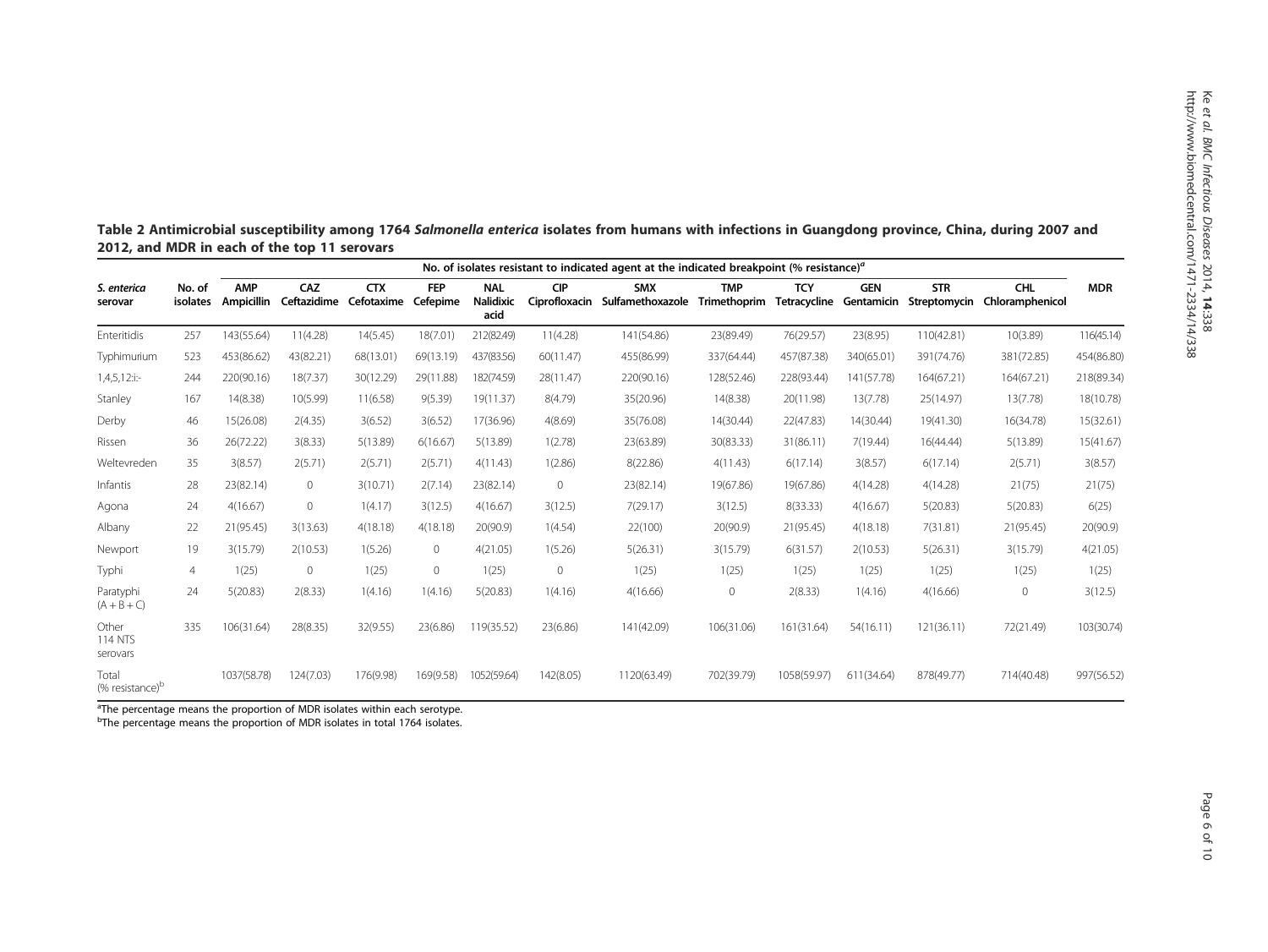**Table 2 Antimicrobial susceptibility among 1764 *Salmonella enterica* isolates from humans with infections in Guangdong province, China, during 2007 and 2012, and MDR in each of the top 11 serovars**

| *S. enterica* serovar | No. of isolates | No. of isolates resistant to indicated agent at the indicated breakpoint (% resistance)[a] | | | | | | | | | | | | MDR |
|---|---|---|---|---|---|---|---|---|---|---|---|---|---|---|
| | | AMP Ampicillin | CAZ Ceftazidime | CTX Cefotaxime | FEP Cefepime | NAL Nalidixic acid | CIP Ciprofloxacin | SMX Sulfamethoxazole | TMP Trimethoprim | TCY Tetracycline | GEN Gentamicin | STR Streptomycin | CHL Chloramphenicol | |
| Enteritidis | 257 | 143(55.64) | 11(4.28) | 14(5.45) | 18(7.01) | 212(82.49) | 11(4.28) | 141(54.86) | 23(89.49) | 76(29.57) | 23(8.95) | 110(42.81) | 10(3.89) | 116(45.14) |
| Typhimurium | 523 | 453(86.62) | 43(82.21) | 68(13.01) | 69(13.19) | 437(83.56) | 60(11.47) | 455(86.99) | 337(64.44) | 457(87.38) | 340(65.01) | 391(74.76) | 381(72.85) | 454(86.80) |
| 1,4,5,12:i:- | 244 | 220(90.16) | 18(7.37) | 30(12.29) | 29(11.88) | 182(74.59) | 28(11.47) | 220(90.16) | 128(52.46) | 228(93.44) | 141(57.78) | 164(67.21) | 164(67.21) | 218(89.34) |
| Stanley | 167 | 14(8.38) | 10(5.99) | 11(6.58) | 9(5.39) | 19(11.37) | 8(4.79) | 35(20.96) | 14(8.38) | 20(11.98) | 13(7.78) | 25(14.97) | 13(7.78) | 18(10.78) |
| Derby | 46 | 15(26.08) | 2(4.35) | 3(6.52) | 3(6.52) | 17(36.96) | 4(8.69) | 35(76.08) | 14(30.44) | 22(47.83) | 14(30.44) | 19(41.30) | 16(34.78) | 15(32.61) |
| Rissen | 36 | 26(72.22) | 3(8.33) | 5(13.89) | 6(16.67) | 5(13.89) | 1(2.78) | 23(63.89) | 30(83.33) | 31(86.11) | 7(19.44) | 16(44.44) | 5(13.89) | 15(41.67) |
| Weltevreden | 35 | 3(8.57) | 2(5.71) | 2(5.71) | 2(5.71) | 4(11.43) | 1(2.86) | 8(22.86) | 4(11.43) | 6(17.14) | 3(8.57) | 6(17.14) | 2(5.71) | 3(8.57) |
| Infantis | 28 | 23(82.14) | 0 | 3(10.71) | 2(7.14) | 23(82.14) | 0 | 23(82.14) | 19(67.86) | 19(67.86) | 4(14.28) | 4(14.28) | 21(75) | 21(75) |
| Agona | 24 | 4(16.67) | 0 | 1(4.17) | 3(12.5) | 4(16.67) | 3(12.5) | 7(29.17) | 3(12.5) | 8(33.33) | 4(16.67) | 5(20.83) | 5(20.83) | 6(25) |
| Albany | 22 | 21(95.45) | 3(13.63) | 4(18.18) | 4(18.18) | 20(90.9) | 1(4.54) | 22(100) | 20(90.9) | 21(95.45) | 4(18.18) | 7(31.81) | 21(95.45) | 20(90.9) |
| Newport | 19 | 3(15.79) | 2(10.53) | 1(5.26) | 0 | 4(21.05) | 1(5.26) | 5(26.31) | 3(15.79) | 6(31.57) | 2(10.53) | 5(26.31) | 3(15.79) | 4(21.05) |
| Typhi | 4 | 1(25) | 0 | 1(25) | 0 | 1(25) | 0 | 1(25) | 1(25) | 1(25) | 1(25) | 1(25) | 1(25) | 1(25) |
| Paratyphi (A + B + C) | 24 | 5(20.83) | 2(8.33) | 1(4.16) | 1(4.16) | 5(20.83) | 1(4.16) | 4(16.66) | 0 | 2(8.33) | 1(4.16) | 4(16.66) | 0 | 3(12.5) |
| Other 114 NTS serovars | 335 | 106(31.64) | 28(8.35) | 32(9.55) | 23(6.86) | 119(35.52) | 23(6.86) | 141(42.09) | 106(31.06) | 161(31.64) | 54(16.11) | 121(36.11) | 72(21.49) | 103(30.74) |
| Total (% resistance)[b] | | 1037(58.78) | 124(7.03) | 176(9.98) | 169(9.58) | 1052(59.64) | 142(8.05) | 1120(63.49) | 702(39.79) | 1058(59.97) | 611(34.64) | 878(49.77) | 714(40.48) | 997(56.52) |

[a]The percentage means the proportion of MDR isolates within each serotype.
[b]The percentage means the proportion of MDR isolates in total 1764 isolates.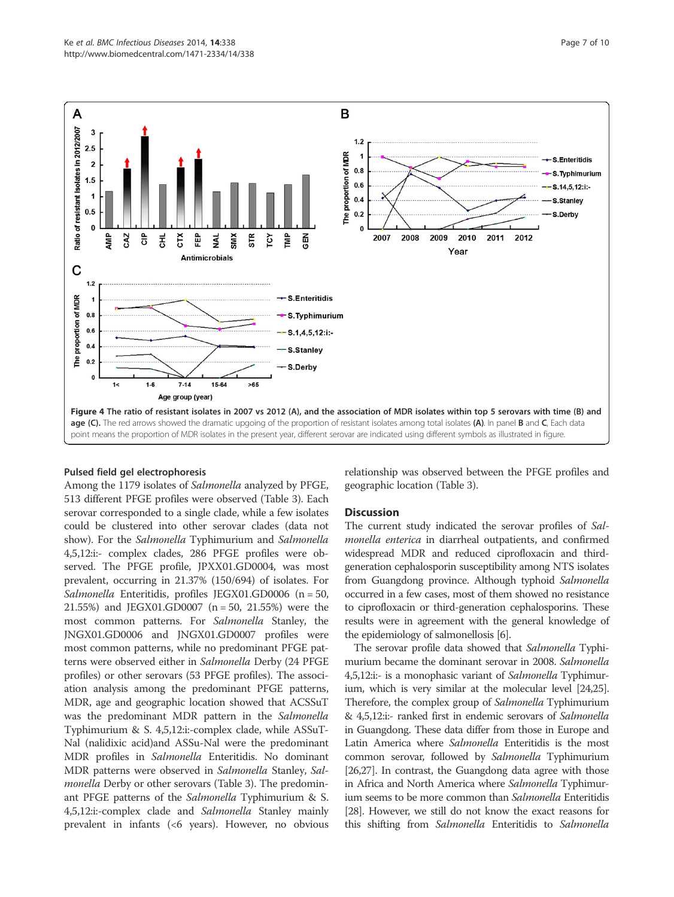Figure 4 The ratio of resistant isolates in 2007 vs 2012 (A), and the association of MDR isolates within top 5 serovars with time (B) and age (C). The red arrows showed the dramatic upgoing of the proportion of resistant isolates among total isolates (A). In panel B and C, Each data point means the proportion of MDR isolates in the present year, different serovar are indicated using different symbols as illustrated in figure.

### Pulsed field gel electrophoresis

Among the 1179 isolates of *Salmonella* analyzed by PFGE, 513 different PFGE profiles were observed (Table 3). Each serovar corresponded to a single clade, while a few isolates could be clustered into other serovar clades (data not show). For the *Salmonella* Typhimurium and *Salmonella* 4,5,12:i:- complex clades, 286 PFGE profiles were observed. The PFGE profile, JPXX01.GD0004, was most prevalent, occurring in 21.37% (150/694) of isolates. For *Salmonella* Enteritidis, profiles JEGX01.GD0006 (n = 50, 21.55%) and JEGX01.GD0007 (n = 50, 21.55%) were the most common patterns. For *Salmonella* Stanley, the JNGX01.GD0006 and JNGX01.GD0007 profiles were most common patterns, while no predominant PFGE patterns were observed either in *Salmonella* Derby (24 PFGE profiles) or other serovars (53 PFGE profiles). The association analysis among the predominant PFGE patterns, MDR, age and geographic location showed that ACSSuT was the predominant MDR pattern in the *Salmonella* Typhimurium & S. 4,5,12:i:-complex clade, while ASSuT-Nal (nalidixic acid)and ASSu-Nal were the predominant MDR profiles in *Salmonella* Enteritidis. No dominant MDR patterns were observed in *Salmonella* Stanley, *Salmonella* Derby or other serovars (Table 3). The predominant PFGE patterns of the *Salmonella* Typhimurium & S. 4,5,12:i:-complex clade and *Salmonella* Stanley mainly prevalent in infants (<6 years). However, no obvious relationship was observed between the PFGE profiles and geographic location (Table 3).

## Discussion

The current study indicated the serovar profiles of *Salmonella enterica* in diarrheal outpatients, and confirmed widespread MDR and reduced ciprofloxacin and third-generation cephalosporin susceptibility among NTS isolates from Guangdong province. Although typhoid *Salmonella* occurred in a few cases, most of them showed no resistance to ciprofloxacin or third-generation cephalosporins. These results were in agreement with the general knowledge of the epidemiology of salmonellosis [6].

The serovar profile data showed that *Salmonella* Typhimurium became the dominant serovar in 2008. *Salmonella* 4,5,12:i:- is a monophasic variant of *Salmonella* Typhimurium, which is very similar at the molecular level [24,25]. Therefore, the complex group of *Salmonella* Typhimurium & 4,5,12:i:- ranked first in endemic serovars of *Salmonella* in Guangdong. These data differ from those in Europe and Latin America where *Salmonella* Enteritidis is the most common serovar, followed by *Salmonella* Typhimurium [26,27]. In contrast, the Guangdong data agree with those in Africa and North America where *Salmonella* Typhimurium seems to be more common than *Salmonella* Enteritidis [28]. However, we still do not know the exact reasons for this shifting from *Salmonella* Enteritidis to *Salmonella*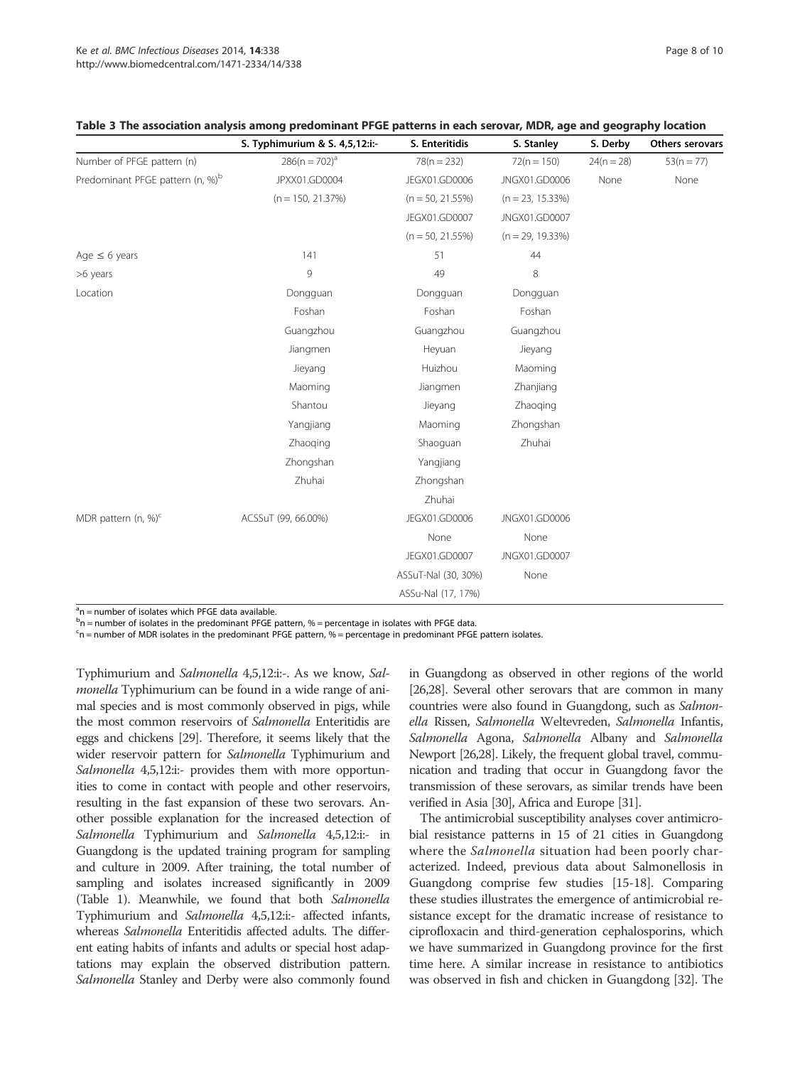**Table 3 The association analysis among predominant PFGE patterns in each serovar, MDR, age and geography location**

| | S. Typhimurium & S. 4,5,12:i:- | S. Enteritidis | S. Stanley | S. Derby | Others serovars |
|---|---|---|---|---|---|
| Number of PFGE pattern (n) | 286(n = 702)[a] | 78(n = 232) | 72(n = 150) | 24(n = 28) | 53(n = 77) |
| Predominant PFGE pattern (n, %)[b] | JPXX01.GD0004 | JEGX01.GD0006 | JNGX01.GD0006 | None | None |
| | (n = 150, 21.37%) | (n = 50, 21.55%) | (n = 23, 15.33%) | | |
| | | JEGX01.GD0007 | JNGX01.GD0007 | | |
| | | (n = 50, 21.55%) | (n = 29, 19.33%) | | |
| Age ≤ 6 years | 141 | 51 | 44 | | |
| >6 years | 9 | 49 | 8 | | |
| Location | Dongguan | Dongguan | Dongguan | | |
| | Foshan | Foshan | Foshan | | |
| | Guangzhou | Guangzhou | Guangzhou | | |
| | Jiangmen | Heyuan | Jieyang | | |
| | Jieyang | Huizhou | Maoming | | |
| | Maoming | Jiangmen | Zhanjiang | | |
| | Shantou | Jieyang | Zhaoqing | | |
| | Yangjiang | Maoming | Zhongshan | | |
| | Zhaoqing | Shaoguan | Zhuhai | | |
| | Zhongshan | Yangjiang | | | |
| | Zhuhai | Zhongshan | | | |
| | | Zhuhai | | | |
| MDR pattern (n, %)[c] | ACSSuT (99, 66.00%) | JEGX01.GD0006 | JNGX01.GD0006 | | |
| | | None | None | | |
| | | JEGX01.GD0007 | JNGX01.GD0007 | | |
| | | ASSuT-Nal (30, 30%) | None | | |
| | | ASSu-Nal (17, 17%) | | | |

[a]n = number of isolates which PFGE data available.
[b]n = number of isolates in the predominant PFGE pattern, % = percentage in isolates with PFGE data.
[c]n = number of MDR isolates in the predominant PFGE pattern, % = percentage in predominant PFGE pattern isolates.

Typhimurium and *Salmonella* 4,5,12:i:-. As we know, *Salmonella* Typhimurium can be found in a wide range of animal species and is most commonly observed in pigs, while the most common reservoirs of *Salmonella* Enteritidis are eggs and chickens [29]. Therefore, it seems likely that the wider reservoir pattern for *Salmonella* Typhimurium and *Salmonella* 4,5,12:i:- provides them with more opportunities to come in contact with people and other reservoirs, resulting in the fast expansion of these two serovars. Another possible explanation for the increased detection of *Salmonella* Typhimurium and *Salmonella* 4,5,12:i:- in Guangdong is the updated training program for sampling and culture in 2009. After training, the total number of sampling and isolates increased significantly in 2009 (Table 1). Meanwhile, we found that both *Salmonella* Typhimurium and *Salmonella* 4,5,12:i:- affected infants, whereas *Salmonella* Enteritidis affected adults. The different eating habits of infants and adults or special host adaptations may explain the observed distribution pattern. *Salmonella* Stanley and Derby were also commonly found in Guangdong as observed in other regions of the world [26,28]. Several other serovars that are common in many countries were also found in Guangdong, such as *Salmonella* Rissen, *Salmonella* Weltevreden, *Salmonella* Infantis, *Salmonella* Agona, *Salmonella* Albany and *Salmonella* Newport [26,28]. Likely, the frequent global travel, communication and trading that occur in Guangdong favor the transmission of these serovars, as similar trends have been verified in Asia [30], Africa and Europe [31].

The antimicrobial susceptibility analyses cover antimicrobial resistance patterns in 15 of 21 cities in Guangdong where the *Salmonella* situation had been poorly characterized. Indeed, previous data about Salmonellosis in Guangdong comprise few studies [15-18]. Comparing these studies illustrates the emergence of antimicrobial resistance except for the dramatic increase of resistance to ciprofloxacin and third-generation cephalosporins, which we have summarized in Guangdong province for the first time here. A similar increase in resistance to antibiotics was observed in fish and chicken in Guangdong [32]. The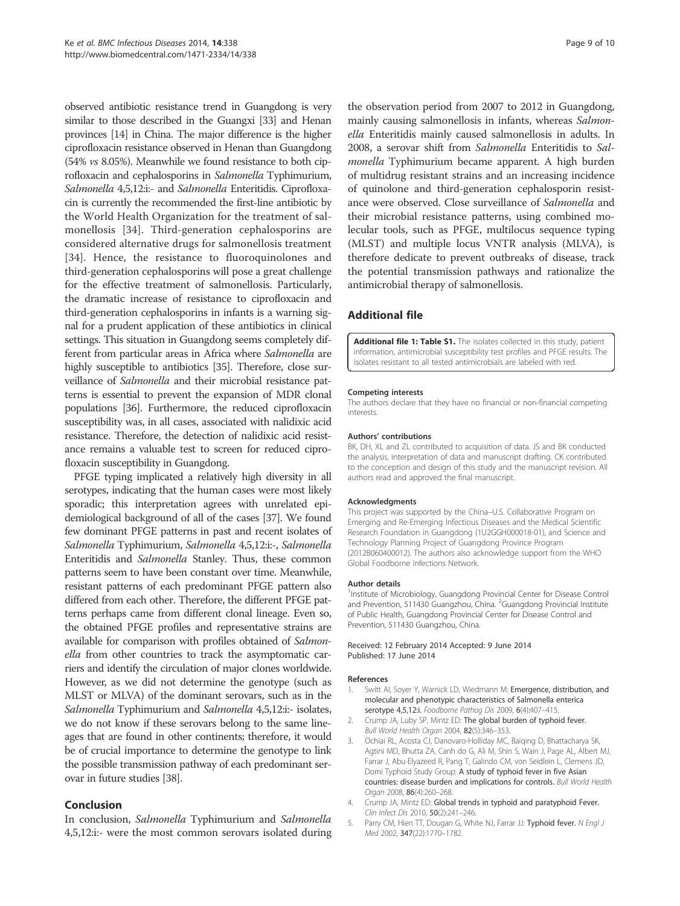observed antibiotic resistance trend in Guangdong is very similar to those described in the Guangxi [33] and Henan provinces [14] in China. The major difference is the higher ciprofloxacin resistance observed in Henan than Guangdong (54% *vs* 8.05%). Meanwhile we found resistance to both ciprofloxacin and cephalosporins in *Salmonella* Typhimurium, *Salmonella* 4,5,12:i:- and *Salmonella* Enteritidis. Ciprofloxacin is currently the recommended the first-line antibiotic by the World Health Organization for the treatment of salmonellosis [34]. Third-generation cephalosporins are considered alternative drugs for salmonellosis treatment [34]. Hence, the resistance to fluoroquinolones and third-generation cephalosporins will pose a great challenge for the effective treatment of salmonellosis. Particularly, the dramatic increase of resistance to ciprofloxacin and third-generation cephalosporins in infants is a warning signal for a prudent application of these antibiotics in clinical settings. This situation in Guangdong seems completely different from particular areas in Africa where *Salmonella* are highly susceptible to antibiotics [35]. Therefore, close surveillance of *Salmonella* and their microbial resistance patterns is essential to prevent the expansion of MDR clonal populations [36]. Furthermore, the reduced ciprofloxacin susceptibility was, in all cases, associated with nalidixic acid resistance. Therefore, the detection of nalidixic acid resistance remains a valuable test to screen for reduced ciprofloxacin susceptibility in Guangdong.

PFGE typing implicated a relatively high diversity in all serotypes, indicating that the human cases were most likely sporadic; this interpretation agrees with unrelated epidemiological background of all of the cases [37]. We found few dominant PFGE patterns in past and recent isolates of *Salmonella* Typhimurium, *Salmonella* 4,5,12:i:-, *Salmonella* Enteritidis and *Salmonella* Stanley. Thus, these common patterns seem to have been constant over time. Meanwhile, resistant patterns of each predominant PFGE pattern also differed from each other. Therefore, the different PFGE patterns perhaps came from different clonal lineage. Even so, the obtained PFGE profiles and representative strains are available for comparison with profiles obtained of *Salmonella* from other countries to track the asymptomatic carriers and identify the circulation of major clones worldwide. However, as we did not determine the genotype (such as MLST or MLVA) of the dominant serovars, such as in the *Salmonella* Typhimurium and *Salmonella* 4,5,12:i:- isolates, we do not know if these serovars belong to the same lineages that are found in other continents; therefore, it would be of crucial importance to determine the genotype to link the possible transmission pathway of each predominant serovar in future studies [38].

## Conclusion

In conclusion, *Salmonella* Typhimurium and *Salmonella* 4,5,12:i:- were the most common serovars isolated during the observation period from 2007 to 2012 in Guangdong, mainly causing salmonellosis in infants, whereas *Salmonella* Enteritidis mainly caused salmonellosis in adults. In 2008, a serovar shift from *Salmonella* Enteritidis to *Salmonella* Typhimurium became apparent. A high burden of multidrug resistant strains and an increasing incidence of quinolone and third-generation cephalosporin resistance were observed. Close surveillance of *Salmonella* and their microbial resistance patterns, using combined molecular tools, such as PFGE, multilocus sequence typing (MLST) and multiple locus VNTR analysis (MLVA), is therefore dedicate to prevent outbreaks of disease, track the potential transmission pathways and rationalize the antimicrobial therapy of salmonellosis.

## Additional file

**Additional file 1: Table S1.** The isolates collected in this study, patient information, antimicrobial susceptibility test profiles and PFGE results. The isolates resistant to all tested antimicrobials are labeled with red.

#### Competing interests

The authors declare that they have no financial or non-financial competing interests.

#### Authors' contributions

BK, DH, XL and ZL contributed to acquisition of data. JS and BK conducted the analysis, interpretation of data and manuscript drafting. CK contributed to the conception and design of this study and the manuscript revision. All authors read and approved the final manuscript.

#### Acknowledgments

This project was supported by the China–U.S. Collaborative Program on Emerging and Re-Emerging Infectious Diseases and the Medical Scientific Research Foundation in Guangdong (1U2GGH000018-01), and Science and Technology Planning Project of Guangdong Province Program (2012B060400012). The authors also acknowledge support from the WHO Global Foodborne Infections Network.

#### Author details

[1]Institute of Microbiology, Guangdong Provincial Center for Disease Control and Prevention, 511430 Guangzhou, China. [2]Guangdong Provincial Institute of Public Health, Guangdong Provincial Center for Disease Control and Prevention, 511430 Guangzhou, China.

Received: 12 February 2014 Accepted: 9 June 2014
Published: 17 June 2014

#### References

1. Switt AI, Soyer Y, Warnick LD, Wiedmann M: **Emergence, distribution, and molecular and phenotypic characteristics of Salmonella enterica serotype 4,5,12:i.** *Foodborne Pathog Dis* 2009, **6**(4):407–415.
2. Crump JA, Luby SP, Mintz ED: **The global burden of typhoid fever.** *Bull World Health Organ* 2004, **82**(5):346–353.
3. Ochiai RL, Acosta CJ, Danovaro-Holliday MC, Baiqing D, Bhattacharya SK, Agtini MD, Bhutta ZA, Canh do G, Ali M, Shin S, Wain J, Page AL, Albert MJ, Farrar J, Abu-Elyazeed R, Pang T, Galindo CM, von Seidlein L, Clemens JD, Domi Typhoid Study Group: **A study of typhoid fever in five Asian countries: disease burden and implications for controls.** *Bull World Health Organ* 2008, **86**(4):260–268.
4. Crump JA, Mintz ED: **Global trends in typhoid and paratyphoid Fever.** *Clin Infect Dis* 2010, **50**(2):241–246.
5. Parry CM, Hien TT, Dougan G, White NJ, Farrar JJ: **Typhoid fever.** *N Engl J Med* 2002, **347**(22):1770–1782.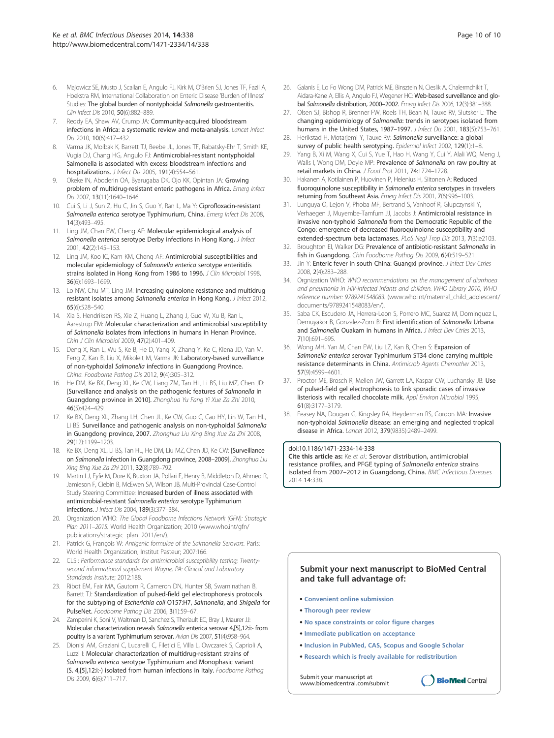6. Majowicz SE, Musto J, Scallan E, Angulo FJ, Kirk M, O'Brien SJ, Jones TF, Fazil A, Hoekstra RM, International Collaboration on Enteric Disease 'Burden of Illness' Studies: **The global burden of nontyphoidal *Salmonella* gastroenteritis.** *Clin Infect Dis* 2010, **50**(6):882–889.
7. Reddy EA, Shaw AV, Crump JA: **Community-acquired bloodstream infections in Africa: a systematic review and meta-analysis.** *Lancet Infect Dis* 2010, **10**(6):417–432.
8. Varma JK, Molbak K, Barrett TJ, Beebe JL, Jones TF, Rabatsky-Ehr T, Smith KE, Vugia DJ, Chang HG, Angulo FJ: **Antimicrobial-resistant nontyphoidal Salmonella is associated with excess bloodstream infections and hospitalizations.** *J Infect Dis* 2005, **191**(4):554–561.
9. Okeke IN, Aboderin OA, Byarugaba DK, Ojo KK, Opintan JA: **Growing problem of multidrug-resistant enteric pathogens in Africa.** *Emerg Infect Dis* 2007, **13**(11):1640–1646.
10. Cui S, Li J, Sun Z, Hu C, Jin S, Guo Y, Ran L, Ma Y: **Ciprofloxacin-resistant *Salmonella enterica* serotype Typhimurium, China.** *Emerg Infect Dis* 2008, **14**(3):493–495.
11. Ling JM, Chan EW, Cheng AF: **Molecular epidemiological analysis of *Salmonella enterica* serotype Derby infections in Hong Kong.** *J Infect* 2001, **42**(2):145–153.
12. Ling JM, Koo IC, Kam KM, Cheng AF: **Antimicrobial susceptibilities and molecular epidemiology of *Salmonella enterica* serotype enteritidis strains isolated in Hong Kong from 1986 to 1996.** *J Clin Microbiol* 1998, **36**(6):1693–1699.
13. Lo NW, Chu MT, Ling JM: **Increasing quinolone resistance and multidrug resistant isolates among *Salmonella enterica* in Hong Kong.** *J Infect* 2012, **65**(6):528–540.
14. Xia S, Hendriksen RS, Xie Z, Huang L, Zhang J, Guo W, Xu B, Ran L, Aarestrup FM: **Molecular characterization and antimicrobial susceptibility of *Salmonella* isolates from infections in humans in Henan Province.** *Chin J Clin Microbiol* 2009, **47**(2):401–409.
15. Deng X, Ran L, Wu S, Ke B, He D, Yang X, Zhang Y, Ke C, Klena JD, Yan M, Feng Z, Kan B, Liu X, Mikoleit M, Varma JK: **Laboratory-based surveillance of non-typhoidal *Salmonella* infections in Guangdong Province. China.** *Foodborne Pathog Dis* 2012, **9**(4):305–312.
16. He DM, Ke BX, Deng XL, Ke CW, Liang ZM, Tan HL, Li BS, Liu MZ, Chen JD: **[Surveillance and analysis on the pathogenic features of *Salmonella* in Guangdong province in 2010].** *Zhonghua Yu Fang Yi Xue Za Zhi* 2010, **46**(5):424–429.
17. Ke BX, Deng XL, Zhang LH, Chen JL, Ke CW, Guo C, Cao HY, Lin W, Tan HL, Li BS: **Surveillance and pathogenic analysis on non-typhoidal *Salmonella* in Guangdong province, 2007.** *Zhonghua Liu Xing Bing Xue Za Zhi* 2008, **29**(12):1199–1203.
18. Ke BX, Deng XL, Li BS, Tan HL, He DM, Liu MZ, Chen JD, Ke CW: **[Surveillance on *Salmonella* infection in Guangdong province, 2008–2009].** *Zhonghua Liu Xing Bing Xue Za Zhi* 2011, **32**(8):789–792.
19. Martin LJ, Fyfe M, Dore K, Buxton JA, Pollari F, Henry B, Middleton D, Ahmed R, Jamieson F, Ciebin B, McEwen SA, Wilson JB, Multi-Provincial Case-Control Study Steering Committee: **Increased burden of illness associated with antimicrobial-resistant *Salmonella enterica* serotype Typhimurium infections.** *J Infect Dis* 2004, **189**(3):377–384.
20. Organization WHO: *The Global Foodborne Infections Network (GFN): Strategic Plan 2011–2015.* World Health Organization; 2010 (www.who.int/gfn/publications/strategic_plan_2011/en/).
21. Patrick G, François W: *Antigenic formulae of the Salmonella Serovars.* Paris: World Health Organization, Institut Pasteur; 2007:166.
22. CLSI: *Performance standards for antimicrobial susceptibility testing; Twenty-second informational supplement Wayne, PA: Clinical and Laboratory Standards Institute*; 2012:188.
23. Ribot EM, Fair MA, Gautom R, Cameron DN, Hunter SB, Swaminathan B, Barrett TJ: **Standardization of pulsed-field gel electrophoresis protocols for the subtyping of *Escherichia coli* O157:H7, *Salmonella*, and *Shigella* for PulseNet.** *Foodborne Pathog Dis* 2006, **3**(1):59–67.
24. Zamperini K, Soni V, Waltman D, Sanchez S, Theriault EC, Bray J, Maurer JJ: **Molecular characterization reveals *Salmonella* enterica serovar 4,[5],12:i:- from poultry is a variant Typhimurium serovar.** *Avian Dis* 2007, **51**(4):958–964.
25. Dionisi AM, Graziani C, Lucarelli C, Filetici E, Villa L, Owczarek S, Caprioli A, Luzzi I: **Molecular characterization of multidrug-resistant strains of *Salmonella enterica* serotype Typhimurium and Monophasic variant (S. 4,[5],12:i:-) isolated from human infections in Italy.** *Foodborne Pathog Dis* 2009, **6**(6):711–717.
26. Galanis E, Lo Fo Wong DM, Patrick ME, Binsztein N, Cieslik A, Chalermchikit T, Aidara-Kane A, Ellis A, Angulo FJ, Wegener HC: **Web-based surveillance and global *Salmonella* distribution, 2000–2002.** *Emerg Infect Dis* 2006, **12**(3):381–388.
27. Olsen SJ, Bishop R, Brenner FW, Roels TH, Bean N, Tauxe RV, Slutsker L: **The changing epidemiology of *Salmonella*: trends in serotypes isolated from humans in the United States, 1987–1997.** *J Infect Dis* 2001, **183**(5):753–761.
28. Herikstad H, Motarjemi Y, Tauxe RV: ***Salmonella* surveillance: a global survey of public health serotyping.** *Epidemiol Infect* 2002, **129**(1):1–8.
29. Yang B, Xi M, Wang X, Cui S, Yue T, Hao H, Wang Y, Cui Y, Alali WQ, Meng J, Walls I, Wong DM, Doyle MP: **Prevalence of *Salmonella* on raw poultry at retail markets in China.** *J Food Prot* 2011, **74**:1724–1728.
30. Hakanen A, Kotilainen P, Huovinen P, Helenius H, Siitonen A: **Reduced fluoroquinolone susceptibility in *Salmonella enterica* serotypes in travelers returning from Southeast Asia.** *Emerg Infect Dis* 2001, **7**(6):996–1003.
31. Lunguya O, Lejon V, Phoba MF, Bertrand S, Vanhoof R, Glupczynski Y, Verhaegen J, Muyembe-Tamfum JJ, Jacobs J: **Antimicrobial resistance in invasive non-typhoid *Salmonella* from the Democratic Republic of the Congo: emergence of decreased fluoroquinolone susceptibility and extended-spectrum beta lactamases.** *PLoS Negl Trop Dis* 2013, **7**(3):e2103.
32. Broughton EI, Walker DG: **Prevalence of antibiotic-resistant *Salmonella* in fish in Guangdong.** *Chin Foodborne Pathog Dis* 2009, **6**(4):519–521.
33. Jin Y: **Enteric fever in south China: Guangxi province.** *J Infect Dev Ctries* 2008, **2**(4):283–288.
34. Orgnization WHO: *WHO recommendations on the management of diarrhoea and pneumonia in HIV-infected infants and children. WHO Library 2010, WHO reference number: 9789241548083.* (www.who.int/maternal_child_adolescent/documents/9789241548083/en/).
35. Saba CK, Escudero JA, Herrera-Leon S, Porrero MC, Suarez M, Dominguez L, Demuyakor B, Gonzalez-Zorn B: **First identification of *Salmonella* Urbana and *Salmonella* Ouakam in humans in Africa.** *J Infect Dev Ctries* 2013, **7**(10):691–695.
36. Wong MH, Yan M, Chan EW, Liu LZ, Kan B, Chen S: **Expansion of *Salmonella enterica* serovar Typhimurium ST34 clone carrying multiple resistance determinants in China.** *Antimicrob Agents Chemother* 2013, **57**(9):4599–4601.
37. Proctor ME, Brosch R, Mellen JW, Garrett LA, Kaspar CW, Luchansky JB: **Use of pulsed-field gel electrophoresis to link sporadic cases of invasive listeriosis with recalled chocolate milk.** *Appl Environ Microbiol* 1995, **61**(8):3177–3179.
38. Feasey NA, Dougan G, Kingsley RA, Heyderman RS, Gordon MA: **Invasive non-typhoidal *Salmonella* disease: an emerging and neglected tropical disease in Africa.** *Lancet* 2012, **379**(9835):2489–2499.

doi:10.1186/1471-2334-14-338
**Cite this article as:** Ke *et al.*: Serovar distribution, antimicrobial resistance profiles, and PFGE typing of *Salmonella enterica* strains isolated from 2007–2012 in Guangdong, China. *BMC Infectious Diseases* 2014 **14**:338.

**Submit your next manuscript to BioMed Central and take full advantage of:**

- **Convenient online submission**
- **Thorough peer review**
- **No space constraints or color figure charges**
- **Immediate publication on acceptance**
- **Inclusion in PubMed, CAS, Scopus and Google Scholar**
- **Research which is freely available for redistribution**

Submit your manuscript at
www.biomedcentral.com/submit

BioMed Central